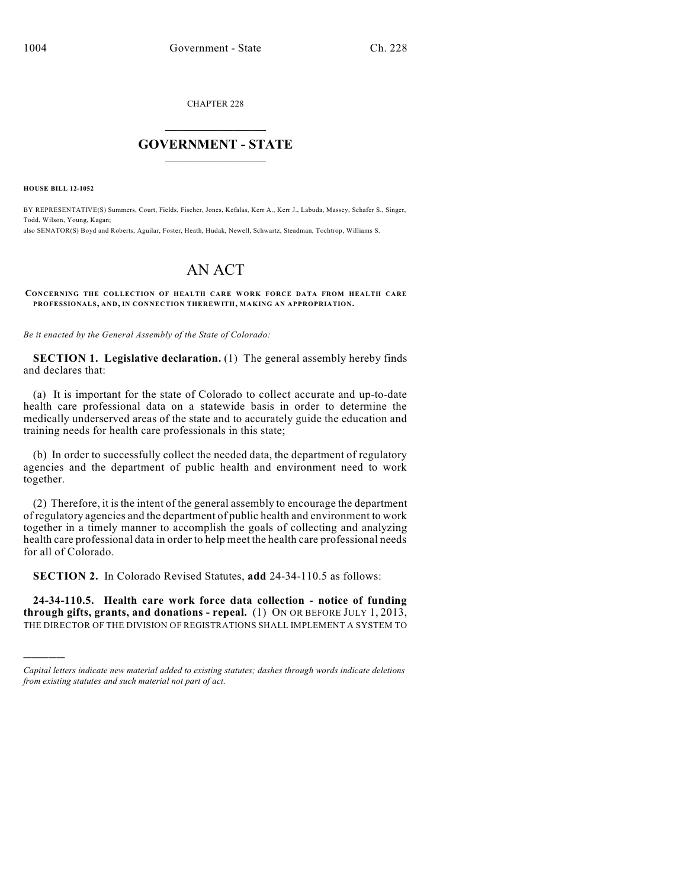CHAPTER 228

# GOVERNMENT - STATE

**HOUSE BILL 12-1052**

BY REPRESENTATIVE(S) Summers, Court, Fields, Fischer, Jones, Kefalas, Kerr A., Kerr J., Labuda, Massey, Schafer S., Singer, Todd, Wilson, Young, Kagan;
also SENATOR(S) Boyd and Roberts, Aguilar, Foster, Heath, Hudak, Newell, Schwartz, Steadman, Tochtrop, Williams S.

# AN ACT

**CONCERNING THE COLLECTION OF HEALTH CARE WORK FORCE DATA FROM HEALTH CARE PROFESSIONALS, AND, IN CONNECTION THEREWITH, MAKING AN APPROPRIATION.**

*Be it enacted by the General Assembly of the State of Colorado:*

**SECTION 1. Legislative declaration.** (1) The general assembly hereby finds and declares that:

(a) It is important for the state of Colorado to collect accurate and up-to-date health care professional data on a statewide basis in order to determine the medically underserved areas of the state and to accurately guide the education and training needs for health care professionals in this state;

(b) In order to successfully collect the needed data, the department of regulatory agencies and the department of public health and environment need to work together.

(2) Therefore, it is the intent of the general assembly to encourage the department of regulatory agencies and the department of public health and environment to work together in a timely manner to accomplish the goals of collecting and analyzing health care professional data in order to help meet the health care professional needs for all of Colorado.

**SECTION 2.** In Colorado Revised Statutes, **add** 24-34-110.5 as follows:

**24-34-110.5. Health care work force data collection - notice of funding through gifts, grants, and donations - repeal.** (1) ON OR BEFORE JULY 1, 2013, THE DIRECTOR OF THE DIVISION OF REGISTRATIONS SHALL IMPLEMENT A SYSTEM TO

---

*Capital letters indicate new material added to existing statutes; dashes through words indicate deletions from existing statutes and such material not part of act.*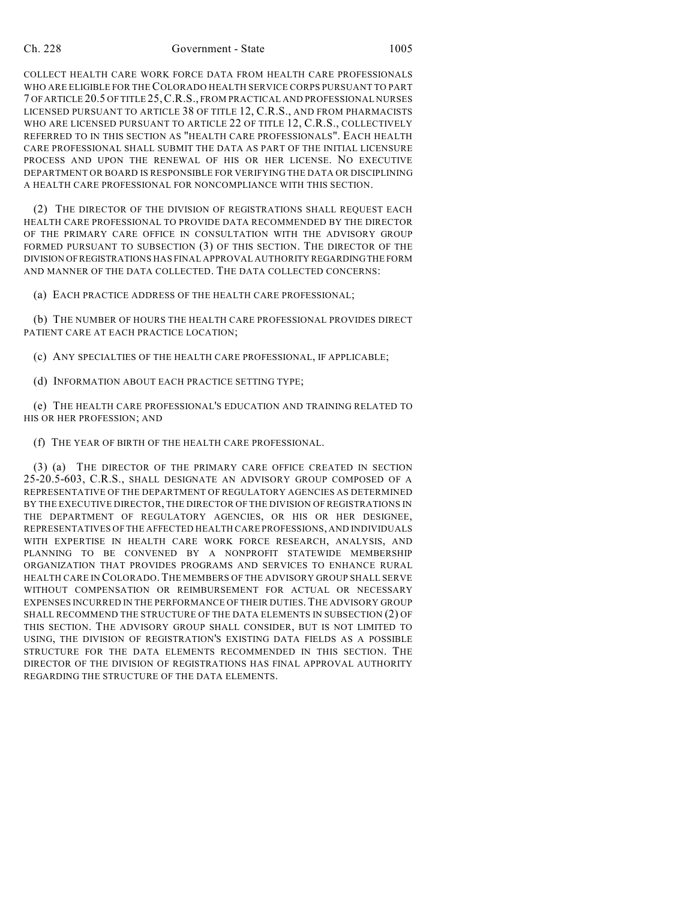COLLECT HEALTH CARE WORK FORCE DATA FROM HEALTH CARE PROFESSIONALS WHO ARE ELIGIBLE FOR THE COLORADO HEALTH SERVICE CORPS PURSUANT TO PART 7 OF ARTICLE 20.5 OF TITLE 25, C.R.S., FROM PRACTICAL AND PROFESSIONAL NURSES LICENSED PURSUANT TO ARTICLE 38 OF TITLE 12, C.R.S., AND FROM PHARMACISTS WHO ARE LICENSED PURSUANT TO ARTICLE 22 OF TITLE 12, C.R.S., COLLECTIVELY REFERRED TO IN THIS SECTION AS "HEALTH CARE PROFESSIONALS". EACH HEALTH CARE PROFESSIONAL SHALL SUBMIT THE DATA AS PART OF THE INITIAL LICENSURE PROCESS AND UPON THE RENEWAL OF HIS OR HER LICENSE. NO EXECUTIVE DEPARTMENT OR BOARD IS RESPONSIBLE FOR VERIFYING THE DATA OR DISCIPLINING A HEALTH CARE PROFESSIONAL FOR NONCOMPLIANCE WITH THIS SECTION.

(2) THE DIRECTOR OF THE DIVISION OF REGISTRATIONS SHALL REQUEST EACH HEALTH CARE PROFESSIONAL TO PROVIDE DATA RECOMMENDED BY THE DIRECTOR OF THE PRIMARY CARE OFFICE IN CONSULTATION WITH THE ADVISORY GROUP FORMED PURSUANT TO SUBSECTION (3) OF THIS SECTION. THE DIRECTOR OF THE DIVISION OF REGISTRATIONS HAS FINAL APPROVAL AUTHORITY REGARDING THE FORM AND MANNER OF THE DATA COLLECTED. THE DATA COLLECTED CONCERNS:

(a) EACH PRACTICE ADDRESS OF THE HEALTH CARE PROFESSIONAL;

(b) THE NUMBER OF HOURS THE HEALTH CARE PROFESSIONAL PROVIDES DIRECT PATIENT CARE AT EACH PRACTICE LOCATION;

(c) ANY SPECIALTIES OF THE HEALTH CARE PROFESSIONAL, IF APPLICABLE;

(d) INFORMATION ABOUT EACH PRACTICE SETTING TYPE;

(e) THE HEALTH CARE PROFESSIONAL'S EDUCATION AND TRAINING RELATED TO HIS OR HER PROFESSION; AND

(f) THE YEAR OF BIRTH OF THE HEALTH CARE PROFESSIONAL.

(3) (a) THE DIRECTOR OF THE PRIMARY CARE OFFICE CREATED IN SECTION 25-20.5-603, C.R.S., SHALL DESIGNATE AN ADVISORY GROUP COMPOSED OF A REPRESENTATIVE OF THE DEPARTMENT OF REGULATORY AGENCIES AS DETERMINED BY THE EXECUTIVE DIRECTOR, THE DIRECTOR OF THE DIVISION OF REGISTRATIONS IN THE DEPARTMENT OF REGULATORY AGENCIES, OR HIS OR HER DESIGNEE, REPRESENTATIVES OF THE AFFECTED HEALTH CARE PROFESSIONS, AND INDIVIDUALS WITH EXPERTISE IN HEALTH CARE WORK FORCE RESEARCH, ANALYSIS, AND PLANNING TO BE CONVENED BY A NONPROFIT STATEWIDE MEMBERSHIP ORGANIZATION THAT PROVIDES PROGRAMS AND SERVICES TO ENHANCE RURAL HEALTH CARE IN COLORADO. THE MEMBERS OF THE ADVISORY GROUP SHALL SERVE WITHOUT COMPENSATION OR REIMBURSEMENT FOR ACTUAL OR NECESSARY EXPENSES INCURRED IN THE PERFORMANCE OF THEIR DUTIES. THE ADVISORY GROUP SHALL RECOMMEND THE STRUCTURE OF THE DATA ELEMENTS IN SUBSECTION (2) OF THIS SECTION. THE ADVISORY GROUP SHALL CONSIDER, BUT IS NOT LIMITED TO USING, THE DIVISION OF REGISTRATION'S EXISTING DATA FIELDS AS A POSSIBLE STRUCTURE FOR THE DATA ELEMENTS RECOMMENDED IN THIS SECTION. THE DIRECTOR OF THE DIVISION OF REGISTRATIONS HAS FINAL APPROVAL AUTHORITY REGARDING THE STRUCTURE OF THE DATA ELEMENTS.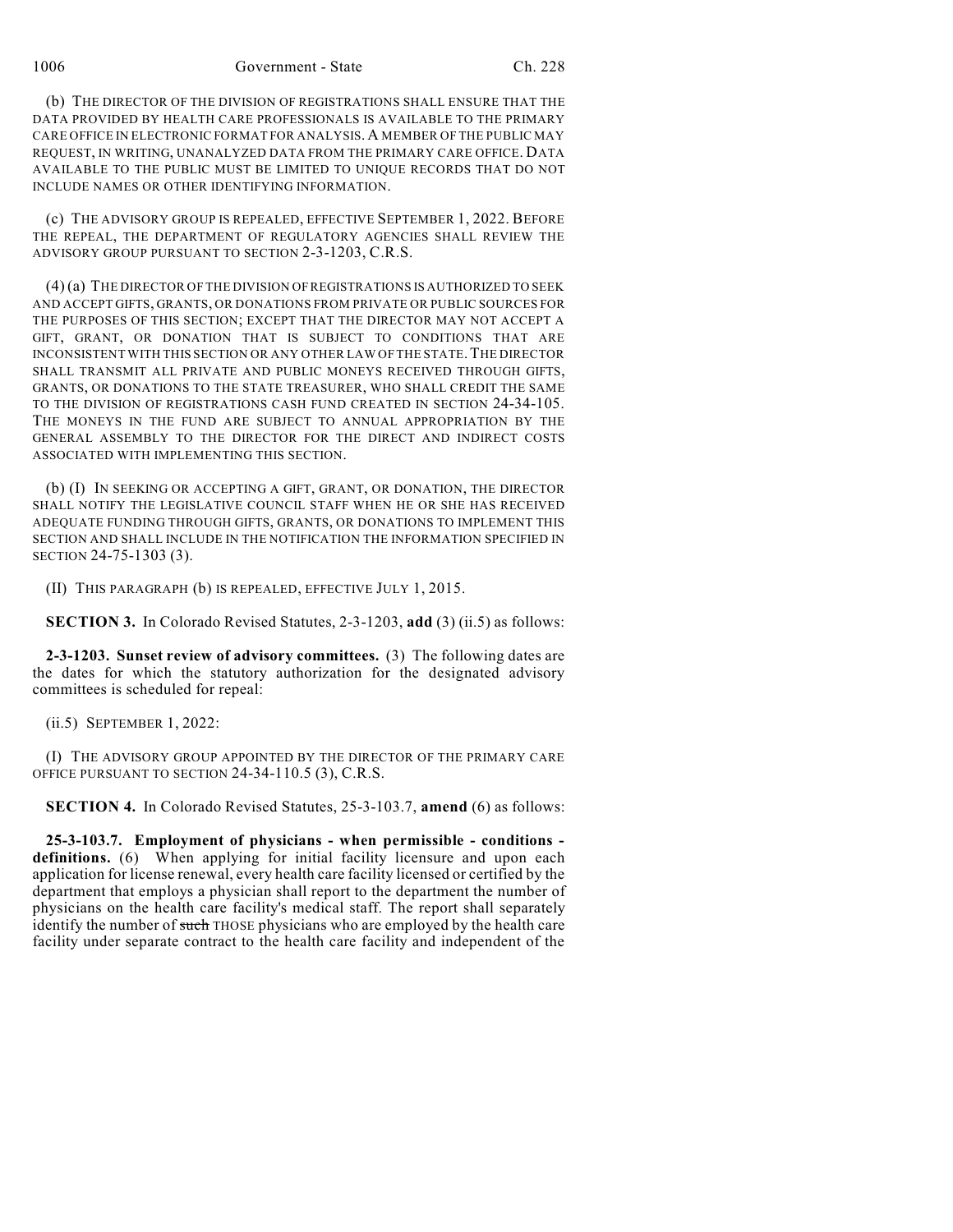(b) THE DIRECTOR OF THE DIVISION OF REGISTRATIONS SHALL ENSURE THAT THE DATA PROVIDED BY HEALTH CARE PROFESSIONALS IS AVAILABLE TO THE PRIMARY CARE OFFICE IN ELECTRONIC FORMAT FOR ANALYSIS. A MEMBER OF THE PUBLIC MAY REQUEST, IN WRITING, UNANALYZED DATA FROM THE PRIMARY CARE OFFICE. DATA AVAILABLE TO THE PUBLIC MUST BE LIMITED TO UNIQUE RECORDS THAT DO NOT INCLUDE NAMES OR OTHER IDENTIFYING INFORMATION.

(c) THE ADVISORY GROUP IS REPEALED, EFFECTIVE SEPTEMBER 1, 2022. BEFORE THE REPEAL, THE DEPARTMENT OF REGULATORY AGENCIES SHALL REVIEW THE ADVISORY GROUP PURSUANT TO SECTION 2-3-1203, C.R.S.

(4) (a) THE DIRECTOR OF THE DIVISION OF REGISTRATIONS IS AUTHORIZED TO SEEK AND ACCEPT GIFTS, GRANTS, OR DONATIONS FROM PRIVATE OR PUBLIC SOURCES FOR THE PURPOSES OF THIS SECTION; EXCEPT THAT THE DIRECTOR MAY NOT ACCEPT A GIFT, GRANT, OR DONATION THAT IS SUBJECT TO CONDITIONS THAT ARE INCONSISTENT WITH THIS SECTION OR ANY OTHER LAW OF THE STATE. THE DIRECTOR SHALL TRANSMIT ALL PRIVATE AND PUBLIC MONEYS RECEIVED THROUGH GIFTS, GRANTS, OR DONATIONS TO THE STATE TREASURER, WHO SHALL CREDIT THE SAME TO THE DIVISION OF REGISTRATIONS CASH FUND CREATED IN SECTION 24-34-105. THE MONEYS IN THE FUND ARE SUBJECT TO ANNUAL APPROPRIATION BY THE GENERAL ASSEMBLY TO THE DIRECTOR FOR THE DIRECT AND INDIRECT COSTS ASSOCIATED WITH IMPLEMENTING THIS SECTION.

(b) (I) IN SEEKING OR ACCEPTING A GIFT, GRANT, OR DONATION, THE DIRECTOR SHALL NOTIFY THE LEGISLATIVE COUNCIL STAFF WHEN HE OR SHE HAS RECEIVED ADEQUATE FUNDING THROUGH GIFTS, GRANTS, OR DONATIONS TO IMPLEMENT THIS SECTION AND SHALL INCLUDE IN THE NOTIFICATION THE INFORMATION SPECIFIED IN SECTION 24-75-1303 (3).

(II) THIS PARAGRAPH (b) IS REPEALED, EFFECTIVE JULY 1, 2015.

**SECTION 3.** In Colorado Revised Statutes, 2-3-1203, **add** (3) (ii.5) as follows:

**2-3-1203. Sunset review of advisory committees.** (3) The following dates are the dates for which the statutory authorization for the designated advisory committees is scheduled for repeal:

(ii.5) SEPTEMBER 1, 2022:

(I) THE ADVISORY GROUP APPOINTED BY THE DIRECTOR OF THE PRIMARY CARE OFFICE PURSUANT TO SECTION 24-34-110.5 (3), C.R.S.

**SECTION 4.** In Colorado Revised Statutes, 25-3-103.7, **amend** (6) as follows:

**25-3-103.7. Employment of physicians - when permissible - conditions - definitions.** (6) When applying for initial facility licensure and upon each application for license renewal, every health care facility licensed or certified by the department that employs a physician shall report to the department the number of physicians on the health care facility's medical staff. The report shall separately identify the number of ~~such~~ THOSE physicians who are employed by the health care facility under separate contract to the health care facility and independent of the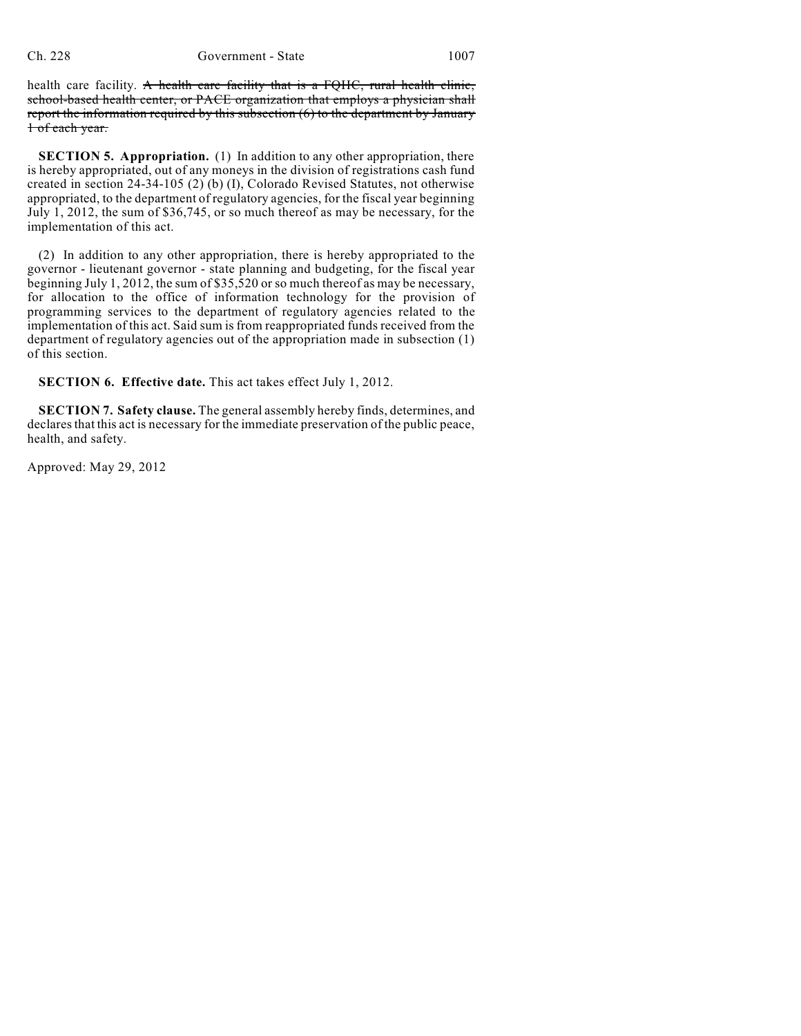health care facility. ~~A health care facility that is a FQHC, rural health clinic, school-based health center, or PACE organization that employs a physician shall report the information required by this subsection (6) to the department by January 1 of each year.~~

**SECTION 5. Appropriation.** (1) In addition to any other appropriation, there is hereby appropriated, out of any moneys in the division of registrations cash fund created in section 24-34-105 (2) (b) (I), Colorado Revised Statutes, not otherwise appropriated, to the department of regulatory agencies, for the fiscal year beginning July 1, 2012, the sum of $36,745, or so much thereof as may be necessary, for the implementation of this act.

(2) In addition to any other appropriation, there is hereby appropriated to the governor - lieutenant governor - state planning and budgeting, for the fiscal year beginning July 1, 2012, the sum of $35,520 or so much thereof as may be necessary, for allocation to the office of information technology for the provision of programming services to the department of regulatory agencies related to the implementation of this act. Said sum is from reappropriated funds received from the department of regulatory agencies out of the appropriation made in subsection (1) of this section.

**SECTION 6. Effective date.** This act takes effect July 1, 2012.

**SECTION 7. Safety clause.** The general assembly hereby finds, determines, and declares that this act is necessary for the immediate preservation of the public peace, health, and safety.

Approved: May 29, 2012